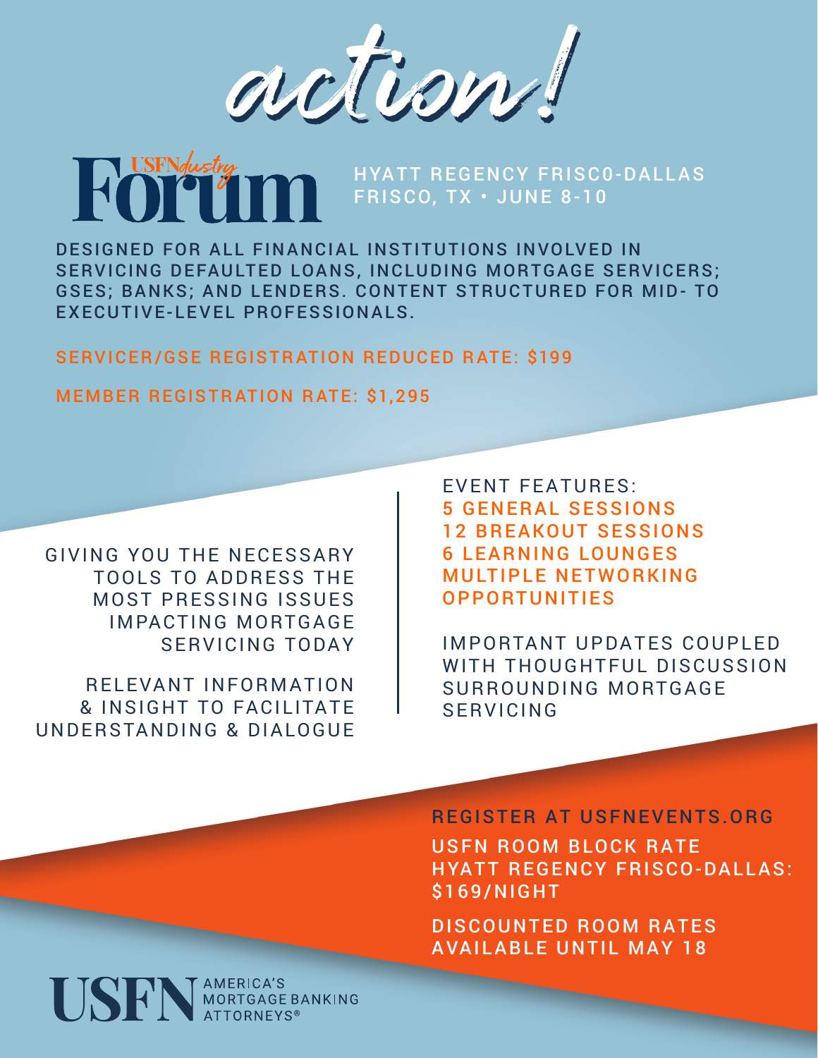# action!

## USFN Industry Forum

**HYATT REGENCY FRISC0-DALLAS**
**FRISCO, TX • JUNE 8-10**

DESIGNED FOR ALL FINANCIAL INSTITUTIONS INVOLVED IN SERVICING DEFAULTED LOANS, INCLUDING MORTGAGE SERVICERS; GSES; BANKS; AND LENDERS. CONTENT STRUCTURED FOR MID- TO EXECUTIVE-LEVEL PROFESSIONALS.

**SERVICER/GSE REGISTRATION REDUCED RATE: $199**

**MEMBER REGISTRATION RATE: $1,295**

GIVING YOU THE NECESSARY TOOLS TO ADDRESS THE MOST PRESSING ISSUES IMPACTING MORTGAGE SERVICING TODAY

RELEVANT INFORMATION & INSIGHT TO FACILITATE UNDERSTANDING & DIALOGUE

EVENT FEATURES:

- **5 GENERAL SESSIONS**
- **12 BREAKOUT SESSIONS**
- **6 LEARNING LOUNGES**
- **MULTIPLE NETWORKING OPPORTUNITIES**

IMPORTANT UPDATES COUPLED WITH THOUGHTFUL DISCUSSION SURROUNDING MORTGAGE SERVICING

**REGISTER AT USFNEVENTS.ORG**

USFN ROOM BLOCK RATE
HYATT REGENCY FRISCO-DALLAS: $169/NIGHT

DISCOUNTED ROOM RATES AVAILABLE UNTIL MAY 18

USFN AMERICA'S MORTGAGE BANKING ATTORNEYS®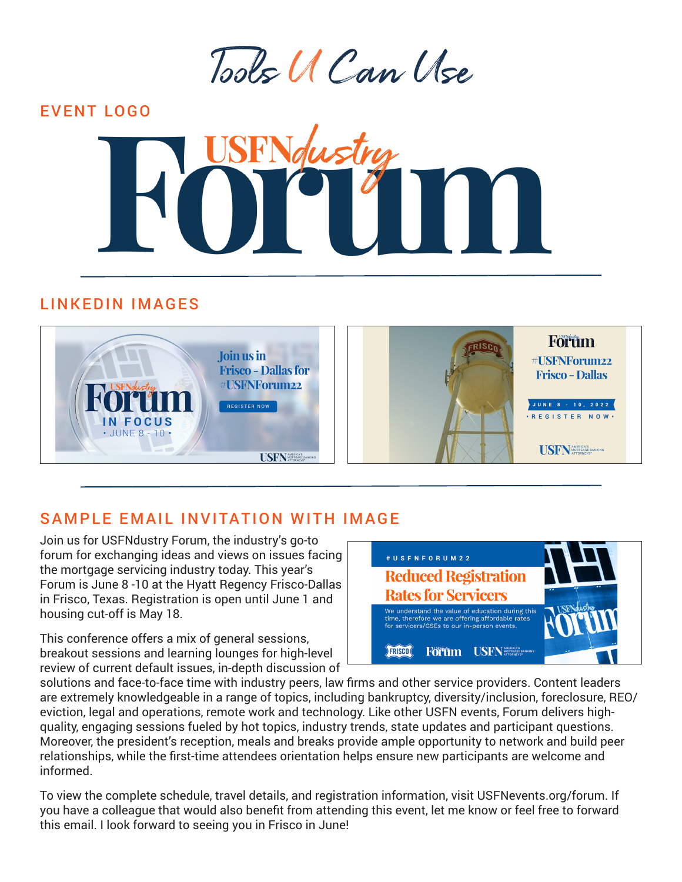# Tools U Can Use

## EVENT LOGO

USFNdustry Forum

## LINKEDIN IMAGES

Join us in Frisco - Dallas for #USFNForum22

REGISTER NOW

USFNdustry Forum IN FOCUS • JUNE 8 - 10 •

USFN AMERICA'S MORTGAGE BANKING ATTORNEYS

FRISCO

Forum

#USFNForum22 Frisco - Dallas

JUNE 8 - 10, 2022

• REGISTER NOW •

USFN AMERICA'S MORTGAGE BANKING ATTORNEYS

## SAMPLE EMAIL INVITATION WITH IMAGE

#USFNFORUM22

Reduced Registration Rates for Servicers

We understand the value of education during this time, therefore we are offering affordable rates for servicers/GSEs to our in-person events.

FRISCO Forum USFN AMERICA'S MORTGAGE BANKING ATTORNEYS

Join us for USFNdustry Forum, the industry's go-to forum for exchanging ideas and views on issues facing the mortgage servicing industry today. This year's Forum is June 8 -10 at the Hyatt Regency Frisco-Dallas in Frisco, Texas. Registration is open until June 1 and housing cut-off is May 18.

This conference offers a mix of general sessions, breakout sessions and learning lounges for high-level review of current default issues, in-depth discussion of solutions and face-to-face time with industry peers, law firms and other service providers. Content leaders are extremely knowledgeable in a range of topics, including bankruptcy, diversity/inclusion, foreclosure, REO/ eviction, legal and operations, remote work and technology. Like other USFN events, Forum delivers high-quality, engaging sessions fueled by hot topics, industry trends, state updates and participant questions. Moreover, the president's reception, meals and breaks provide ample opportunity to network and build peer relationships, while the first-time attendees orientation helps ensure new participants are welcome and informed.

To view the complete schedule, travel details, and registration information, visit USFNevents.org/forum. If you have a colleague that would also benefit from attending this event, let me know or feel free to forward this email. I look forward to seeing you in Frisco in June!